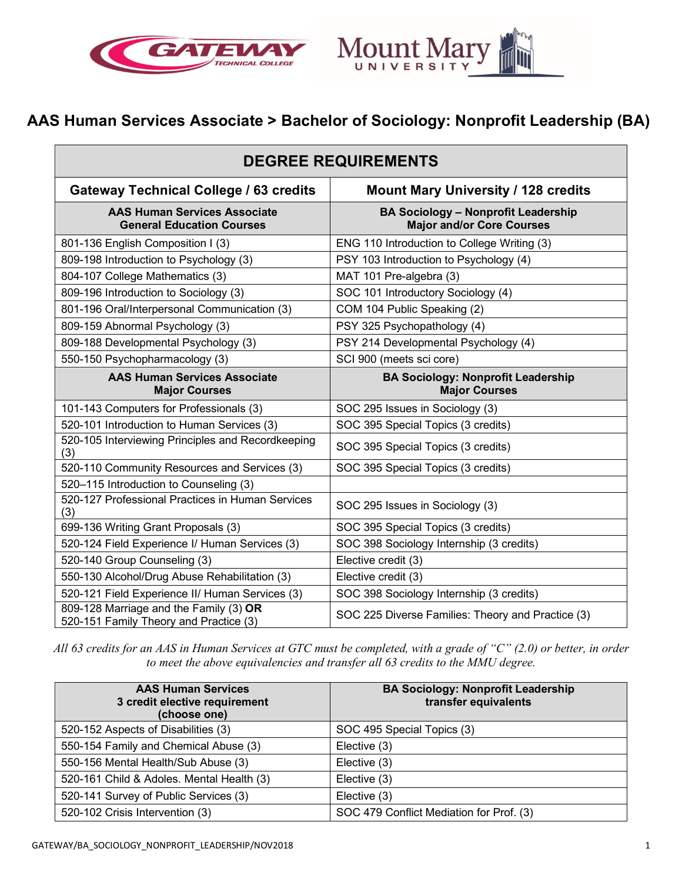# AAS Human Services Associate > Bachelor of Sociology: Nonprofit Leadership (BA)

| DEGREE REQUIREMENTS | |
|---|---|
| **Gateway Technical College / 63 credits** | **Mount Mary University / 128 credits** |
| **AAS Human Services Associate General Education Courses** | **BA Sociology – Nonprofit Leadership Major and/or Core Courses** |
| 801-136 English Composition I (3) | ENG 110 Introduction to College Writing (3) |
| 809-198 Introduction to Psychology (3) | PSY 103 Introduction to Psychology (4) |
| 804-107 College Mathematics (3) | MAT 101 Pre-algebra (3) |
| 809-196 Introduction to Sociology (3) | SOC 101 Introductory Sociology (4) |
| 801-196 Oral/Interpersonal Communication (3) | COM 104 Public Speaking (2) |
| 809-159 Abnormal Psychology (3) | PSY 325 Psychopathology (4) |
| 809-188 Developmental Psychology (3) | PSY 214 Developmental Psychology (4) |
| 550-150 Psychopharmacology (3) | SCI 900 (meets sci core) |
| **AAS Human Services Associate Major Courses** | **BA Sociology: Nonprofit Leadership Major Courses** |
| 101-143 Computers for Professionals (3) | SOC 295 Issues in Sociology (3) |
| 520-101 Introduction to Human Services (3) | SOC 395 Special Topics (3 credits) |
| 520-105 Interviewing Principles and Recordkeeping (3) | SOC 395 Special Topics (3 credits) |
| 520-110 Community Resources and Services (3) | SOC 395 Special Topics (3 credits) |
| 520–115 Introduction to Counseling (3) | |
| 520-127 Professional Practices in Human Services (3) | SOC 295 Issues in Sociology (3) |
| 699-136 Writing Grant Proposals (3) | SOC 395 Special Topics (3 credits) |
| 520-124 Field Experience I/ Human Services (3) | SOC 398 Sociology Internship (3 credits) |
| 520-140 Group Counseling (3) | Elective credit (3) |
| 550-130 Alcohol/Drug Abuse Rehabilitation (3) | Elective credit (3) |
| 520-121 Field Experience II/ Human Services (3) | SOC 398 Sociology Internship (3 credits) |
| 809-128 Marriage and the Family (3) **OR** 520-151 Family Theory and Practice (3) | SOC 225 Diverse Families: Theory and Practice (3) |

*All 63 credits for an AAS in Human Services at GTC must be completed, with a grade of "C" (2.0) or better, in order to meet the above equivalencies and transfer all 63 credits to the MMU degree.*

| AAS Human Services 3 credit elective requirement (choose one) | BA Sociology: Nonprofit Leadership transfer equivalents |
|---|---|
| 520-152 Aspects of Disabilities (3) | SOC 495 Special Topics (3) |
| 550-154 Family and Chemical Abuse (3) | Elective (3) |
| 550-156 Mental Health/Sub Abuse (3) | Elective (3) |
| 520-161 Child & Adoles. Mental Health (3) | Elective (3) |
| 520-141 Survey of Public Services (3) | Elective (3) |
| 520-102 Crisis Intervention (3) | SOC 479 Conflict Mediation for Prof. (3) |

GATEWAY/BA_SOCIOLOGY_NONPROFIT_LEADERSHIP/NOV2018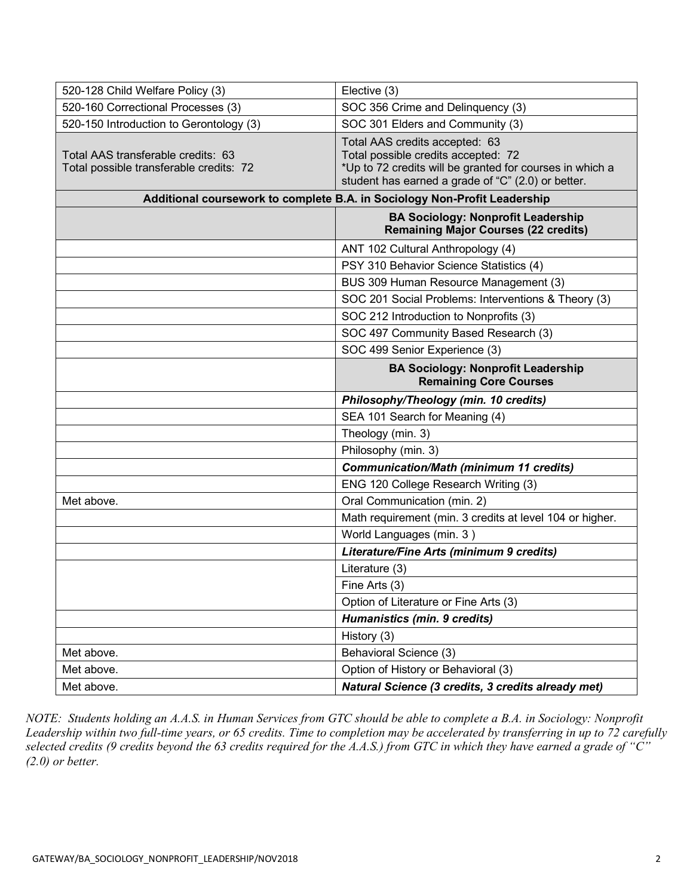| | |
|---|---|
| 520-128 Child Welfare Policy (3) | Elective (3) |
| 520-160 Correctional Processes (3) | SOC 356 Crime and Delinquency (3) |
| 520-150 Introduction to Gerontology (3) | SOC 301 Elders and Community (3) |
| Total AAS transferable credits: 63<br>Total possible transferable credits: 72 | Total AAS credits accepted: 63<br>Total possible credits accepted: 72<br>*Up to 72 credits will be granted for courses in which a student has earned a grade of "C" (2.0) or better. |
| **Additional coursework to complete B.A. in Sociology Non-Profit Leadership** | |
| | **BA Sociology: Nonprofit Leadership Remaining Major Courses (22 credits)** |
| | ANT 102 Cultural Anthropology (4) |
| | PSY 310 Behavior Science Statistics (4) |
| | BUS 309 Human Resource Management (3) |
| | SOC 201 Social Problems: Interventions & Theory (3) |
| | SOC 212 Introduction to Nonprofits (3) |
| | SOC 497 Community Based Research (3) |
| | SOC 499 Senior Experience (3) |
| | **BA Sociology: Nonprofit Leadership Remaining Core Courses** |
| | ***Philosophy/Theology (min. 10 credits)*** |
| | SEA 101 Search for Meaning (4) |
| | Theology (min. 3) |
| | Philosophy (min. 3) |
| | ***Communication/Math (minimum 11 credits)*** |
| | ENG 120 College Research Writing (3) |
| Met above. | Oral Communication (min. 2) |
| | Math requirement (min. 3 credits at level 104 or higher. |
| | World Languages (min. 3 ) |
| | ***Literature/Fine Arts (minimum 9 credits)*** |
| | Literature (3) |
| | Fine Arts (3) |
| | Option of Literature or Fine Arts (3) |
| | ***Humanistics (min. 9 credits)*** |
| | History (3) |
| Met above. | Behavioral Science (3) |
| Met above. | Option of History or Behavioral (3) |
| Met above. | ***Natural Science (3 credits, 3 credits already met)*** |

*NOTE: Students holding an A.A.S. in Human Services from GTC should be able to complete a B.A. in Sociology: Nonprofit Leadership within two full-time years, or 65 credits. Time to completion may be accelerated by transferring in up to 72 carefully selected credits (9 credits beyond the 63 credits required for the A.A.S.) from GTC in which they have earned a grade of "C" (2.0) or better.*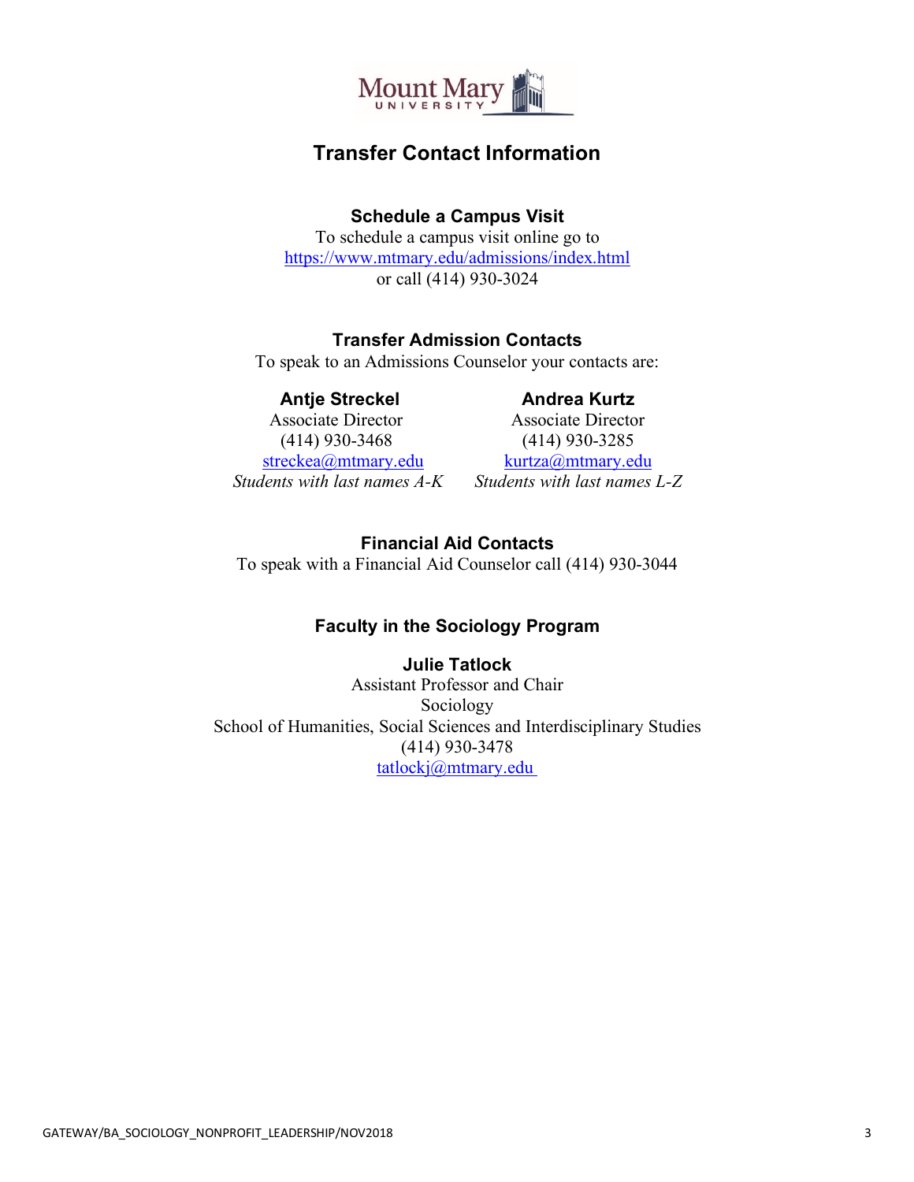# Transfer Contact Information

## Schedule a Campus Visit

To schedule a campus visit online go to
https://www.mtmary.edu/admissions/index.html
or call (414) 930-3024

## Transfer Admission Contacts

To speak to an Admissions Counselor your contacts are:

**Antje Streckel**
Associate Director
(414) 930-3468
streckea@mtmary.edu
*Students with last names A-K*

**Andrea Kurtz**
Associate Director
(414) 930-3285
kurtza@mtmary.edu
*Students with last names L-Z*

## Financial Aid Contacts

To speak with a Financial Aid Counselor call (414) 930-3044

## Faculty in the Sociology Program

**Julie Tatlock**
Assistant Professor and Chair
Sociology
School of Humanities, Social Sciences and Interdisciplinary Studies
(414) 930-3478
tatlockj@mtmary.edu